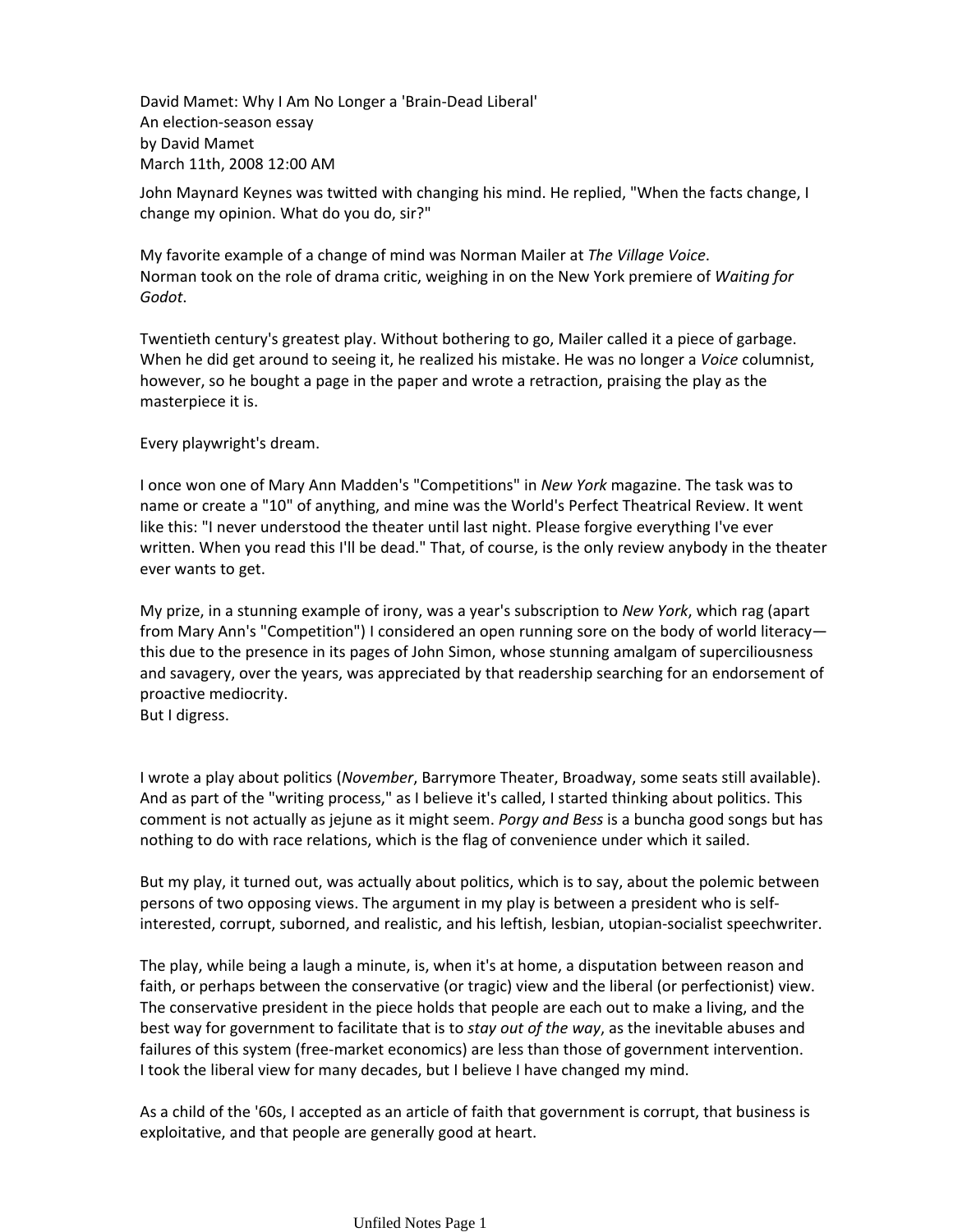David Mamet: Why I Am No Longer a 'Brain-Dead Liberal'
An election-season essay
by David Mamet
March 11th, 2008 12:00 AM

John Maynard Keynes was twitted with changing his mind. He replied, "When the facts change, I change my opinion. What do you do, sir?"

My favorite example of a change of mind was Norman Mailer at *The Village Voice*.
Norman took on the role of drama critic, weighing in on the New York premiere of *Waiting for Godot*.

Twentieth century's greatest play. Without bothering to go, Mailer called it a piece of garbage. When he did get around to seeing it, he realized his mistake. He was no longer a *Voice* columnist, however, so he bought a page in the paper and wrote a retraction, praising the play as the masterpiece it is.

Every playwright's dream.

I once won one of Mary Ann Madden's "Competitions" in *New York* magazine. The task was to name or create a "10" of anything, and mine was the World's Perfect Theatrical Review. It went like this: "I never understood the theater until last night. Please forgive everything I've ever written. When you read this I'll be dead." That, of course, is the only review anybody in the theater ever wants to get.

My prize, in a stunning example of irony, was a year's subscription to *New York*, which rag (apart from Mary Ann's "Competition") I considered an open running sore on the body of world literacy—this due to the presence in its pages of John Simon, whose stunning amalgam of superciliousness and savagery, over the years, was appreciated by that readership searching for an endorsement of proactive mediocrity.
But I digress.

I wrote a play about politics (*November*, Barrymore Theater, Broadway, some seats still available). And as part of the "writing process," as I believe it's called, I started thinking about politics. This comment is not actually as jejune as it might seem. *Porgy and Bess* is a buncha good songs but has nothing to do with race relations, which is the flag of convenience under which it sailed.

But my play, it turned out, was actually about politics, which is to say, about the polemic between persons of two opposing views. The argument in my play is between a president who is self-interested, corrupt, suborned, and realistic, and his leftish, lesbian, utopian-socialist speechwriter.

The play, while being a laugh a minute, is, when it's at home, a disputation between reason and faith, or perhaps between the conservative (or tragic) view and the liberal (or perfectionist) view. The conservative president in the piece holds that people are each out to make a living, and the best way for government to facilitate that is to *stay out of the way*, as the inevitable abuses and failures of this system (free-market economics) are less than those of government intervention.
I took the liberal view for many decades, but I believe I have changed my mind.

As a child of the '60s, I accepted as an article of faith that government is corrupt, that business is exploitative, and that people are generally good at heart.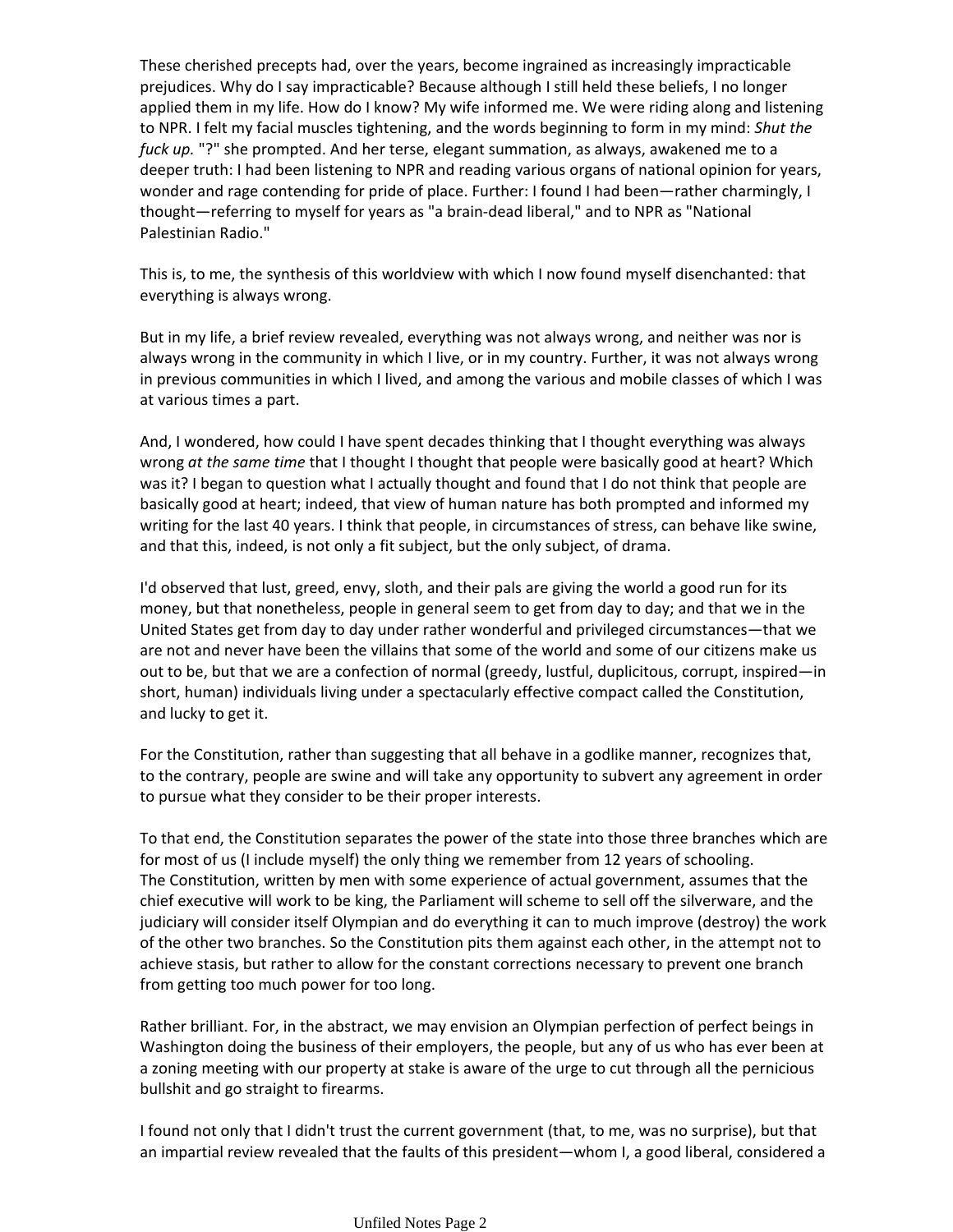These cherished precepts had, over the years, become ingrained as increasingly impracticable prejudices. Why do I say impracticable? Because although I still held these beliefs, I no longer applied them in my life. How do I know? My wife informed me. We were riding along and listening to NPR. I felt my facial muscles tightening, and the words beginning to form in my mind: *Shut the fuck up.* "?" she prompted. And her terse, elegant summation, as always, awakened me to a deeper truth: I had been listening to NPR and reading various organs of national opinion for years, wonder and rage contending for pride of place. Further: I found I had been—rather charmingly, I thought—referring to myself for years as "a brain-dead liberal," and to NPR as "National Palestinian Radio."

This is, to me, the synthesis of this worldview with which I now found myself disenchanted: that everything is always wrong.

But in my life, a brief review revealed, everything was not always wrong, and neither was nor is always wrong in the community in which I live, or in my country. Further, it was not always wrong in previous communities in which I lived, and among the various and mobile classes of which I was at various times a part.

And, I wondered, how could I have spent decades thinking that I thought everything was always wrong *at the same time* that I thought I thought that people were basically good at heart? Which was it? I began to question what I actually thought and found that I do not think that people are basically good at heart; indeed, that view of human nature has both prompted and informed my writing for the last 40 years. I think that people, in circumstances of stress, can behave like swine, and that this, indeed, is not only a fit subject, but the only subject, of drama.

I'd observed that lust, greed, envy, sloth, and their pals are giving the world a good run for its money, but that nonetheless, people in general seem to get from day to day; and that we in the United States get from day to day under rather wonderful and privileged circumstances—that we are not and never have been the villains that some of the world and some of our citizens make us out to be, but that we are a confection of normal (greedy, lustful, duplicitous, corrupt, inspired—in short, human) individuals living under a spectacularly effective compact called the Constitution, and lucky to get it.

For the Constitution, rather than suggesting that all behave in a godlike manner, recognizes that, to the contrary, people are swine and will take any opportunity to subvert any agreement in order to pursue what they consider to be their proper interests.

To that end, the Constitution separates the power of the state into those three branches which are for most of us (I include myself) the only thing we remember from 12 years of schooling.
The Constitution, written by men with some experience of actual government, assumes that the chief executive will work to be king, the Parliament will scheme to sell off the silverware, and the judiciary will consider itself Olympian and do everything it can to much improve (destroy) the work of the other two branches. So the Constitution pits them against each other, in the attempt not to achieve stasis, but rather to allow for the constant corrections necessary to prevent one branch from getting too much power for too long.

Rather brilliant. For, in the abstract, we may envision an Olympian perfection of perfect beings in Washington doing the business of their employers, the people, but any of us who has ever been at a zoning meeting with our property at stake is aware of the urge to cut through all the pernicious bullshit and go straight to firearms.

I found not only that I didn't trust the current government (that, to me, was no surprise), but that an impartial review revealed that the faults of this president—whom I, a good liberal, considered a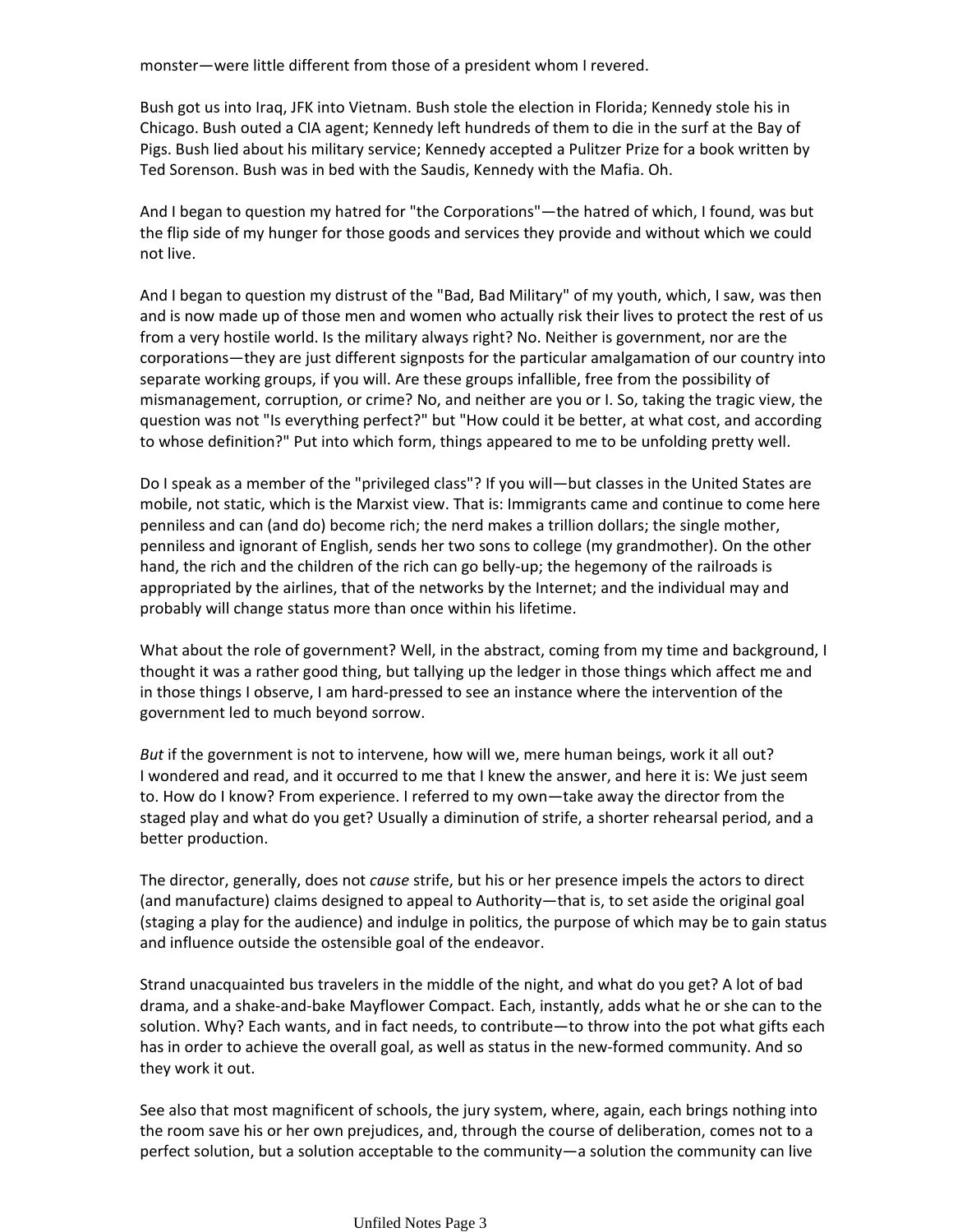monster—were little different from those of a president whom I revered.

Bush got us into Iraq, JFK into Vietnam. Bush stole the election in Florida; Kennedy stole his in Chicago. Bush outed a CIA agent; Kennedy left hundreds of them to die in the surf at the Bay of Pigs. Bush lied about his military service; Kennedy accepted a Pulitzer Prize for a book written by Ted Sorenson. Bush was in bed with the Saudis, Kennedy with the Mafia. Oh.

And I began to question my hatred for "the Corporations"—the hatred of which, I found, was but the flip side of my hunger for those goods and services they provide and without which we could not live.

And I began to question my distrust of the "Bad, Bad Military" of my youth, which, I saw, was then and is now made up of those men and women who actually risk their lives to protect the rest of us from a very hostile world. Is the military always right? No. Neither is government, nor are the corporations—they are just different signposts for the particular amalgamation of our country into separate working groups, if you will. Are these groups infallible, free from the possibility of mismanagement, corruption, or crime? No, and neither are you or I. So, taking the tragic view, the question was not "Is everything perfect?" but "How could it be better, at what cost, and according to whose definition?" Put into which form, things appeared to me to be unfolding pretty well.

Do I speak as a member of the "privileged class"? If you will—but classes in the United States are mobile, not static, which is the Marxist view. That is: Immigrants came and continue to come here penniless and can (and do) become rich; the nerd makes a trillion dollars; the single mother, penniless and ignorant of English, sends her two sons to college (my grandmother). On the other hand, the rich and the children of the rich can go belly-up; the hegemony of the railroads is appropriated by the airlines, that of the networks by the Internet; and the individual may and probably will change status more than once within his lifetime.

What about the role of government? Well, in the abstract, coming from my time and background, I thought it was a rather good thing, but tallying up the ledger in those things which affect me and in those things I observe, I am hard-pressed to see an instance where the intervention of the government led to much beyond sorrow.

*But* if the government is not to intervene, how will we, mere human beings, work it all out? I wondered and read, and it occurred to me that I knew the answer, and here it is: We just seem to. How do I know? From experience. I referred to my own—take away the director from the staged play and what do you get? Usually a diminution of strife, a shorter rehearsal period, and a better production.

The director, generally, does not *cause* strife, but his or her presence impels the actors to direct (and manufacture) claims designed to appeal to Authority—that is, to set aside the original goal (staging a play for the audience) and indulge in politics, the purpose of which may be to gain status and influence outside the ostensible goal of the endeavor.

Strand unacquainted bus travelers in the middle of the night, and what do you get? A lot of bad drama, and a shake-and-bake Mayflower Compact. Each, instantly, adds what he or she can to the solution. Why? Each wants, and in fact needs, to contribute—to throw into the pot what gifts each has in order to achieve the overall goal, as well as status in the new-formed community. And so they work it out.

See also that most magnificent of schools, the jury system, where, again, each brings nothing into the room save his or her own prejudices, and, through the course of deliberation, comes not to a perfect solution, but a solution acceptable to the community—a solution the community can live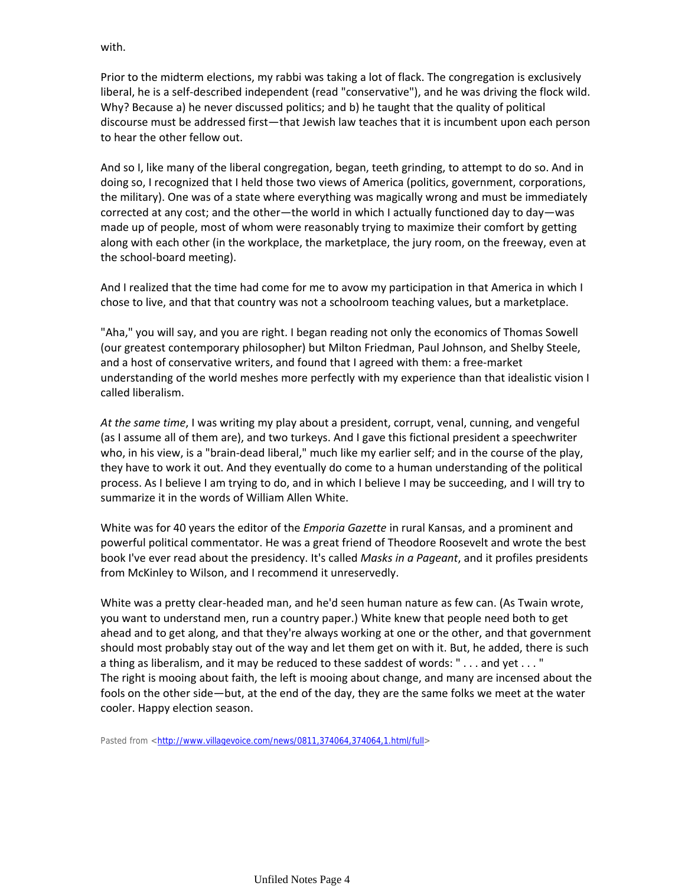with.

Prior to the midterm elections, my rabbi was taking a lot of flack. The congregation is exclusively liberal, he is a self-described independent (read "conservative"), and he was driving the flock wild. Why? Because a) he never discussed politics; and b) he taught that the quality of political discourse must be addressed first—that Jewish law teaches that it is incumbent upon each person to hear the other fellow out.

And so I, like many of the liberal congregation, began, teeth grinding, to attempt to do so. And in doing so, I recognized that I held those two views of America (politics, government, corporations, the military). One was of a state where everything was magically wrong and must be immediately corrected at any cost; and the other—the world in which I actually functioned day to day—was made up of people, most of whom were reasonably trying to maximize their comfort by getting along with each other (in the workplace, the marketplace, the jury room, on the freeway, even at the school-board meeting).

And I realized that the time had come for me to avow my participation in that America in which I chose to live, and that that country was not a schoolroom teaching values, but a marketplace.

"Aha," you will say, and you are right. I began reading not only the economics of Thomas Sowell (our greatest contemporary philosopher) but Milton Friedman, Paul Johnson, and Shelby Steele, and a host of conservative writers, and found that I agreed with them: a free-market understanding of the world meshes more perfectly with my experience than that idealistic vision I called liberalism.

*At the same time*, I was writing my play about a president, corrupt, venal, cunning, and vengeful (as I assume all of them are), and two turkeys. And I gave this fictional president a speechwriter who, in his view, is a "brain-dead liberal," much like my earlier self; and in the course of the play, they have to work it out. And they eventually do come to a human understanding of the political process. As I believe I am trying to do, and in which I believe I may be succeeding, and I will try to summarize it in the words of William Allen White.

White was for 40 years the editor of the *Emporia Gazette* in rural Kansas, and a prominent and powerful political commentator. He was a great friend of Theodore Roosevelt and wrote the best book I've ever read about the presidency. It's called *Masks in a Pageant*, and it profiles presidents from McKinley to Wilson, and I recommend it unreservedly.

White was a pretty clear-headed man, and he'd seen human nature as few can. (As Twain wrote, you want to understand men, run a country paper.) White knew that people need both to get ahead and to get along, and that they're always working at one or the other, and that government should most probably stay out of the way and let them get on with it. But, he added, there is such a thing as liberalism, and it may be reduced to these saddest of words: " . . . and yet . . . "
The right is mooing about faith, the left is mooing about change, and many are incensed about the fools on the other side—but, at the end of the day, they are the same folks we meet at the water cooler. Happy election season.

Pasted from <http://www.villagevoice.com/news/0811,374064,374064,1.html/full>